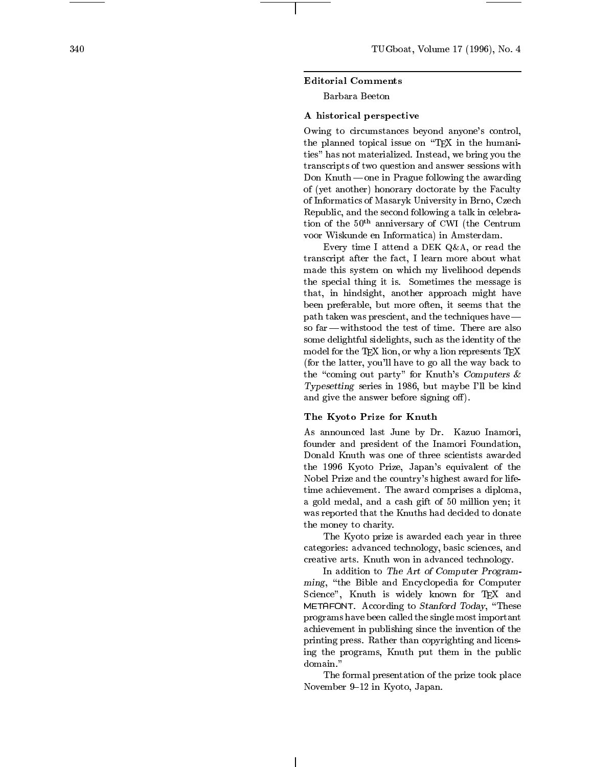## Editorial Comments

Barbara Beeton

### A historical perspective

Owing to circumstances beyond anyone's control, the planned topical issue on "TEX in the humanities" has not materialized. Instead, we bring you the transcripts of two question and answer sessions with Don Knuth — one in Prague following the awarding of (yet another) honorary doctorate by the Faculty of Informatics of Masaryk University in Brno, Czech Republic, and the second following a talk in celebration of the 50th anniversary of CWI (the Centrum voor Wiskunde en Informatica) in Amsterdam.

Every time I attend a DEK Q&A, or read the transcript after the fact, I learn more about what made this system on which my livelihood depends the special thing it is. Sometimes the message is that, in hindsight, another approach might have been preferable, but more often, it seems that the path taken was prescient, and the techniques have — so far — withstood the test of time. There are also some delightful sidelights, such as the identity of the model for the TEX lion, or why a lion represents TEX (for the latter, you'll have to go all the way back to the "coming out party" for Knuth's *Computers & Typesetting* series in 1986, but maybe I'll be kind and give the answer before signing off).

### The Kyoto Prize for Knuth

As announced last June by Dr. Kazuo Inamori, founder and president of the Inamori Foundation, Donald Knuth was one of three scientists awarded the 1996 Kyoto Prize, Japan's equivalent of the Nobel Prize and the country's highest award for lifetime achievement. The award comprises a diploma, a gold medal, and a cash gift of 50 million yen; it was reported that the Knuths had decided to donate the money to charity.

The Kyoto prize is awarded each year in three categories: advanced technology, basic sciences, and creative arts. Knuth won in advanced technology.

In addition to *The Art of Computer Programming*, "the Bible and Encyclopedia for Computer Science", Knuth is widely known for TEX and METAFONT. According to *Stanford Today*, "These programs have been called the single most important achievement in publishing since the invention of the printing press. Rather than copyrighting and licensing the programs, Knuth put them in the public domain."

The formal presentation of the prize took place November 9–12 in Kyoto, Japan.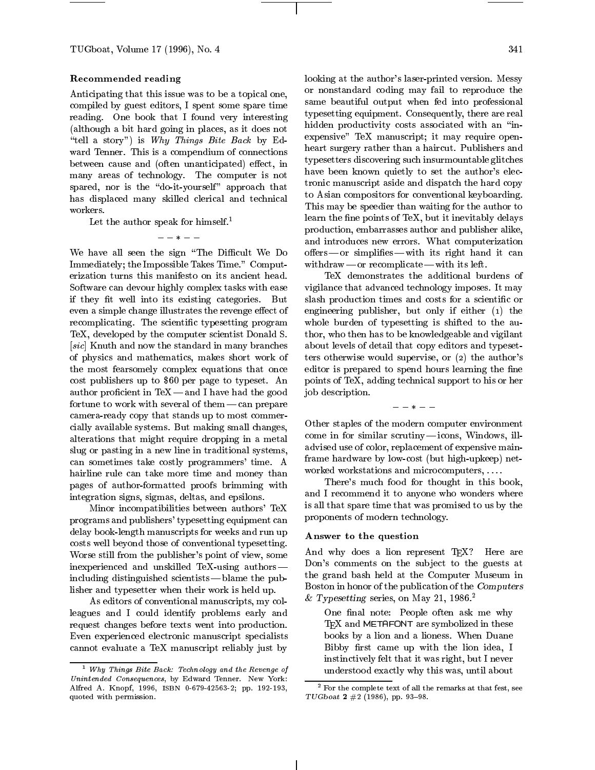### Recommended reading

Anticipating that this issue was to be a topical one, compiled by guest editors, I spent some spare time reading. One book that I found very interesting (although a bit hard going in places, as it does not "tell a story") is *Why Things Bite Back* by Edward Tenner. This is a compendium of connections between cause and (often unanticipated) effect, in many areas of technology. The computer is not spared, nor is the "do-it-yourself" approach that has displaced many skilled clerical and technical workers.

Let the author speak for himself.[1]

— — ∗ — —

We have all seen the sign "The Difficult We Do Immediately; the Impossible Takes Time." Computerization turns this manifesto on its ancient head. Software can devour highly complex tasks with ease if they fit well into its existing categories. But even a simple change illustrates the revenge effect of recomplicating. The scientific typesetting program TeX, developed by the computer scientist Donald S. [*sic*] Knuth and now the standard in many branches of physics and mathematics, makes short work of the most fearsomely complex equations that once cost publishers up to $60 per page to typeset. An author proficient in TeX — and I have had the good fortune to work with several of them — can prepare camera-ready copy that stands up to most commercially available systems. But making small changes, alterations that might require dropping in a metal slug or pasting in a new line in traditional systems, can sometimes take costly programmers' time. A hairline rule can take more time and money than pages of author-formatted proofs brimming with integration signs, sigmas, deltas, and epsilons.

Minor incompatibilities between authors' TeX programs and publishers' typesetting equipment can delay book-length manuscripts for weeks and run up costs well beyond those of conventional typesetting. Worse still from the publisher's point of view, some inexperienced and unskilled TeX-using authors — including distinguished scientists — blame the publisher and typesetter when their work is held up.

As editors of conventional manuscripts, my colleagues and I could identify problems early and request changes before texts went into production. Even experienced electronic manuscript specialists cannot evaluate a TeX manuscript reliably just by looking at the author's laser-printed version. Messy or nonstandard coding may fail to reproduce the same beautiful output when fed into professional typesetting equipment. Consequently, there are real hidden productivity costs associated with an "inexpensive" TeX manuscript; it may require open-heart surgery rather than a haircut. Publishers and typesetters discovering such insurmountable glitches have been known quietly to set the author's electronic manuscript aside and dispatch the hard copy to Asian compositors for conventional keyboarding. This may be speedier than waiting for the author to learn the fine points of TeX, but it inevitably delays production, embarrasses author and publisher alike, and introduces new errors. What computerization offers — or simplifies — with its right hand it can withdraw — or recomplicate — with its left.

TeX demonstrates the additional burdens of vigilance that advanced technology imposes. It may slash production times and costs for a scientific or engineering publisher, but only if either (1) the whole burden of typesetting is shifted to the author, who then has to be knowledgeable and vigilant about levels of detail that copy editors and typesetters otherwise would supervise, or (2) the author's editor is prepared to spend hours learning the fine points of TeX, adding technical support to his or her job description.

— — ∗ — —

Other staples of the modern computer environment come in for similar scrutiny — icons, Windows, ill-advised use of color, replacement of expensive mainframe hardware by low-cost (but high-upkeep) networked workstations and microcomputers, ....

There's much food for thought in this book, and I recommend it to anyone who wonders where is all that spare time that was promised to us by the proponents of modern technology.

### Answer to the question

And why does a lion represent TeX? Here are Don's comments on the subject to the guests at the grand bash held at the Computer Museum in Boston in honor of the publication of the *Computers & Typesetting* series, on May 21, 1986.[2]

> One final note: People often ask me why TeX and METAFONT are symbolized in these books by a lion and a lioness. When Duane Bibby first came up with the lion idea, I instinctively felt that it was right, but I never understood exactly why this was, until about

[1] *Why Things Bite Back: Technology and the Revenge of Unintended Consequences*, by Edward Tenner. New York: Alfred A. Knopf, 1996, ISBN 0-679-42563-2; pp. 192-193, quoted with permission.

[2] For the complete text of all the remarks at that fest, see *TUGboat* **2** #2 (1986), pp. 93–98.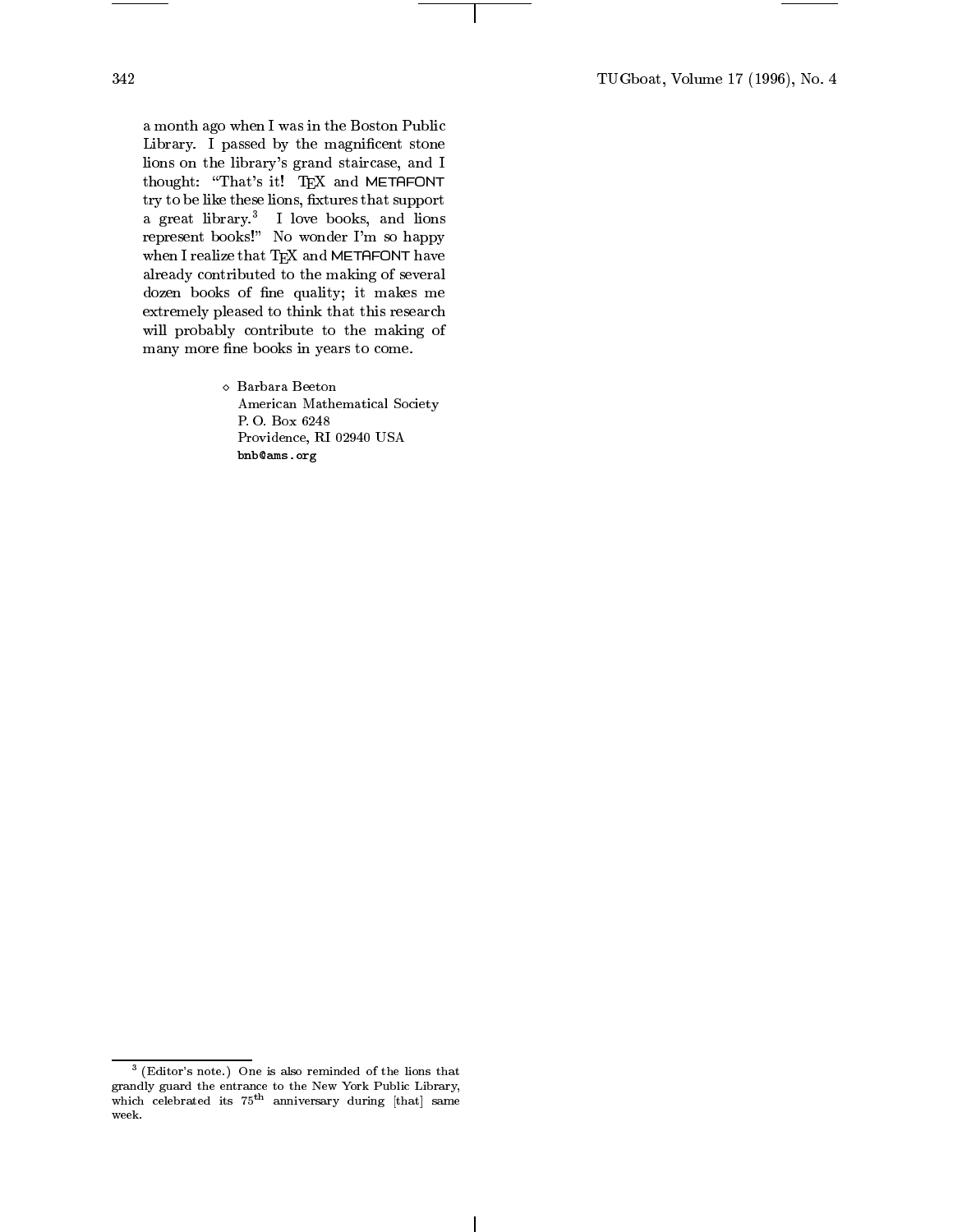a month ago when I was in the Boston Public Library. I passed by the magnificent stone lions on the library's grand staircase, and I thought: "That's it! TEX and METAFONT try to be like these lions, fixtures that support a great library.[3] I love books, and lions represent books!" No wonder I'm so happy when I realize that TEX and METAFONT have already contributed to the making of several dozen books of fine quality; it makes me extremely pleased to think that this research will probably contribute to the making of many more fine books in years to come.

◇ Barbara Beeton
American Mathematical Society
P. O. Box 6248
Providence, RI 02940 USA
`bnb@ams.org`

---

[3] (Editor's note.) One is also reminded of the lions that grandly guard the entrance to the New York Public Library, which celebrated its 75$^{\text{th}}$ anniversary during [that] same week.